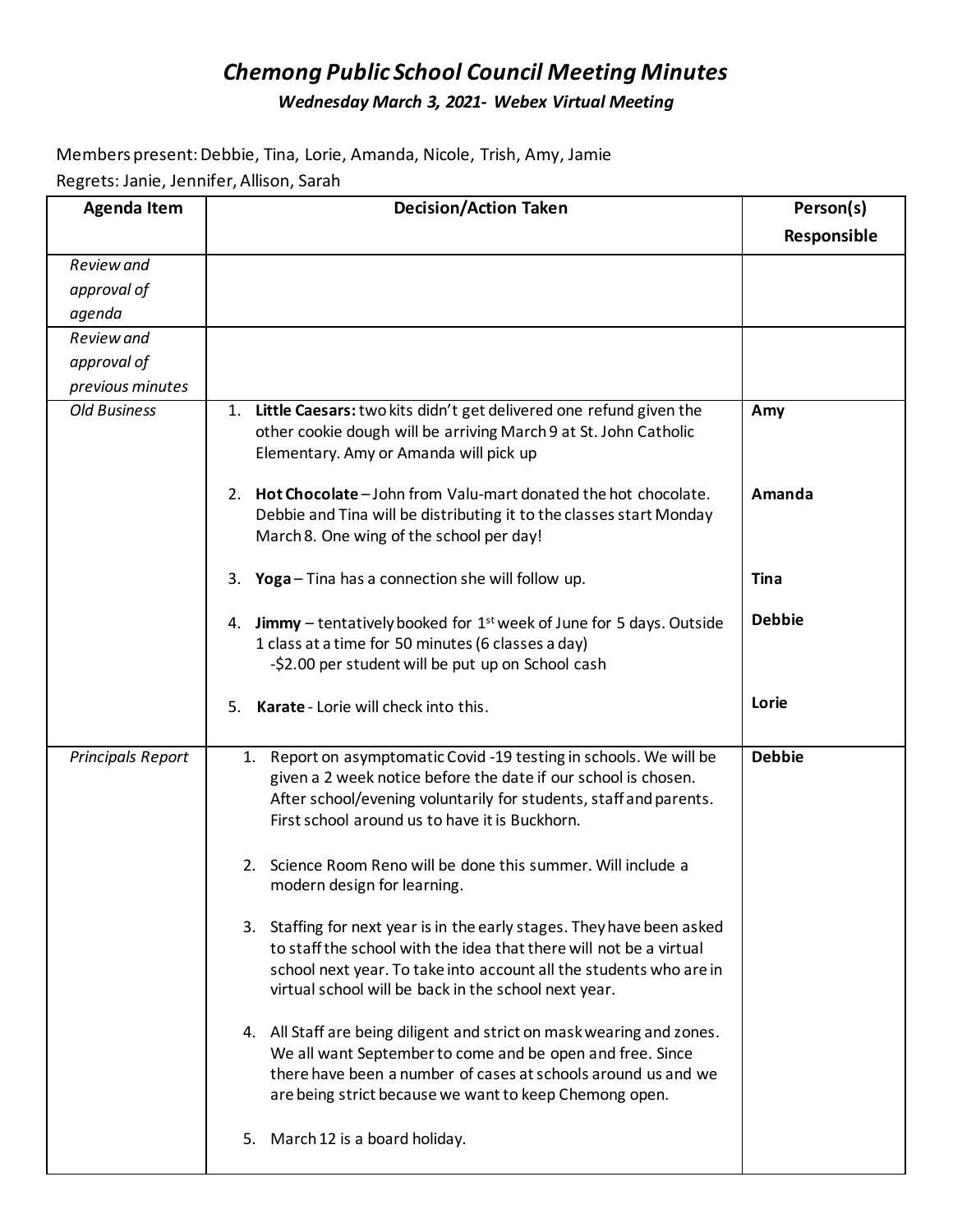# *Chemong Public School Council Meeting Minutes*

***Wednesday March 3, 2021- Webex Virtual Meeting***

Members present: Debbie, Tina, Lorie, Amanda, Nicole, Trish, Amy, Jamie

Regrets: Janie, Jennifer, Allison, Sarah

| Agenda Item | Decision/Action Taken | Person(s) Responsible |
|---|---|---|
| *Review and approval of agenda* | | |
| *Review and approval of previous minutes* | | |
| *Old Business* | 1. **Little Caesars:** two kits didn't get delivered one refund given the other cookie dough will be arriving March 9 at St. John Catholic Elementary. Amy or Amanda will pick up | **Amy** |
| | 2. **Hot Chocolate** – John from Valu-mart donated the hot chocolate. Debbie and Tina will be distributing it to the classes start Monday March 8. One wing of the school per day! | **Amanda** |
| | 3. **Yoga** – Tina has a connection she will follow up. | **Tina** |
| | 4. **Jimmy** – tentatively booked for 1st week of June for 5 days. Outside 1 class at a time for 50 minutes (6 classes a day) -$2.00 per student will be put up on School cash | **Debbie** |
| | 5. **Karate** - Lorie will check into this. | **Lorie** |
| *Principals Report* | 1. Report on asymptomatic Covid -19 testing in schools. We will be given a 2 week notice before the date if our school is chosen. After school/evening voluntarily for students, staff and parents. First school around us to have it is Buckhorn.<br><br>2. Science Room Reno will be done this summer. Will include a modern design for learning.<br><br>3. Staffing for next year is in the early stages. They have been asked to staff the school with the idea that there will not be a virtual school next year. To take into account all the students who are in virtual school will be back in the school next year.<br><br>4. All Staff are being diligent and strict on mask wearing and zones. We all want September to come and be open and free. Since there have been a number of cases at schools around us and we are being strict because we want to keep Chemong open.<br><br>5. March 12 is a board holiday. | **Debbie** |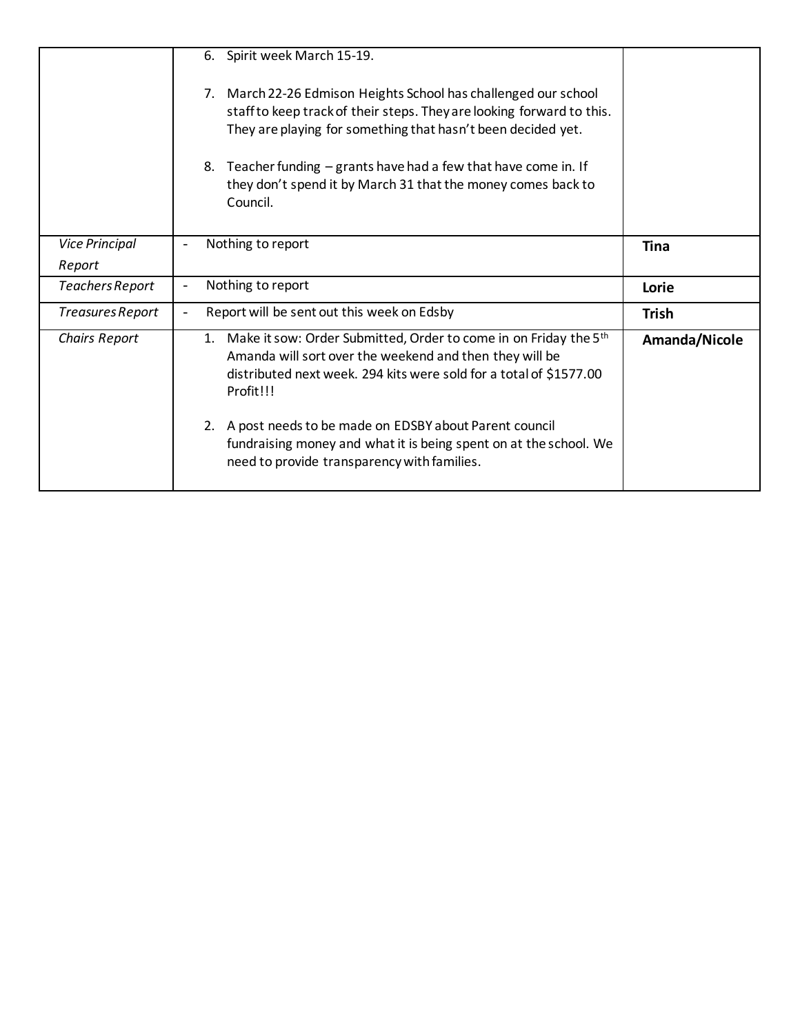| | | |
|---|---|---|
| | 6. Spirit week March 15-19.<br><br>7. March 22-26 Edmison Heights School has challenged our school staff to keep track of their steps. They are looking forward to this. They are playing for something that hasn't been decided yet.<br><br>8. Teacher funding – grants have had a few that have come in. If they don't spend it by March 31 that the money comes back to Council. | |
| *Vice Principal Report* | - Nothing to report | **Tina** |
| *Teachers Report* | - Nothing to report | **Lorie** |
| *Treasures Report* | - Report will be sent out this week on Edsby | **Trish** |
| *Chairs Report* | 1. Make it sow: Order Submitted, Order to come in on Friday the 5th Amanda will sort over the weekend and then they will be distributed next week. 294 kits were sold for a total of $1577.00 Profit!!!<br><br>2. A post needs to be made on EDSBY about Parent council fundraising money and what it is being spent on at the school. We need to provide transparency with families. | **Amanda/Nicole** |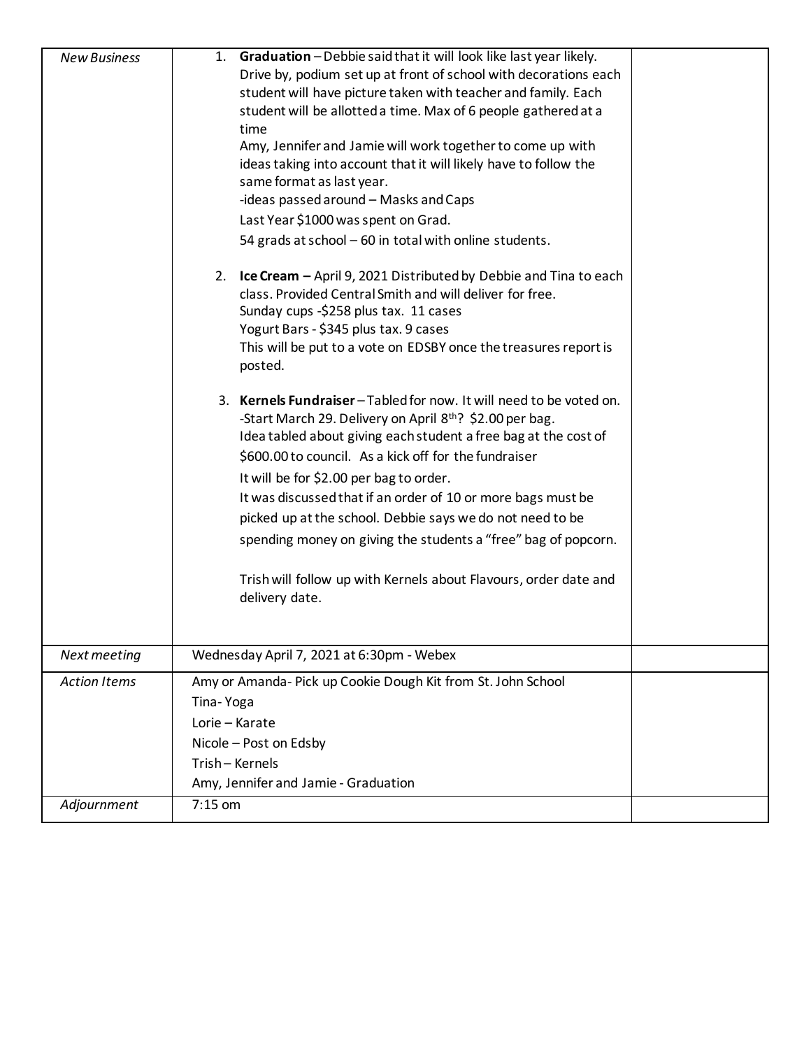| | | |
|---|---|---|
| *New Business* | 1. **Graduation** – Debbie said that it will look like last year likely. Drive by, podium set up at front of school with decorations each student will have picture taken with teacher and family. Each student will be allotted a time. Max of 6 people gathered at a time<br>Amy, Jennifer and Jamie will work together to come up with ideas taking into account that it will likely have to follow the same format as last year.<br>-ideas passed around – Masks and Caps<br>Last Year $1000 was spent on Grad.<br>54 grads at school – 60 in total with online students.<br><br>2. **Ice Cream –** April 9, 2021 Distributed by Debbie and Tina to each class. Provided Central Smith and will deliver for free.<br>Sunday cups -$258 plus tax. 11 cases<br>Yogurt Bars - $345 plus tax. 9 cases<br>This will be put to a vote on EDSBY once the treasures report is posted.<br><br>3. **Kernels Fundraiser** – Tabled for now. It will need to be voted on.<br>-Start March 29. Delivery on April 8th? $2.00 per bag.<br>Idea tabled about giving each student a free bag at the cost of $600.00 to council. As a kick off for the fundraiser<br>It will be for $2.00 per bag to order.<br>It was discussed that if an order of 10 or more bags must be picked up at the school. Debbie says we do not need to be spending money on giving the students a "free" bag of popcorn.<br><br>Trish will follow up with Kernels about Flavours, order date and delivery date. | |
| *Next meeting* | Wednesday April 7, 2021 at 6:30pm - Webex | |
| *Action Items* | Amy or Amanda- Pick up Cookie Dough Kit from St. John School<br>Tina- Yoga<br>Lorie – Karate<br>Nicole – Post on Edsby<br>Trish – Kernels<br>Amy, Jennifer and Jamie - Graduation | |
| *Adjournment* | 7:15 om | |